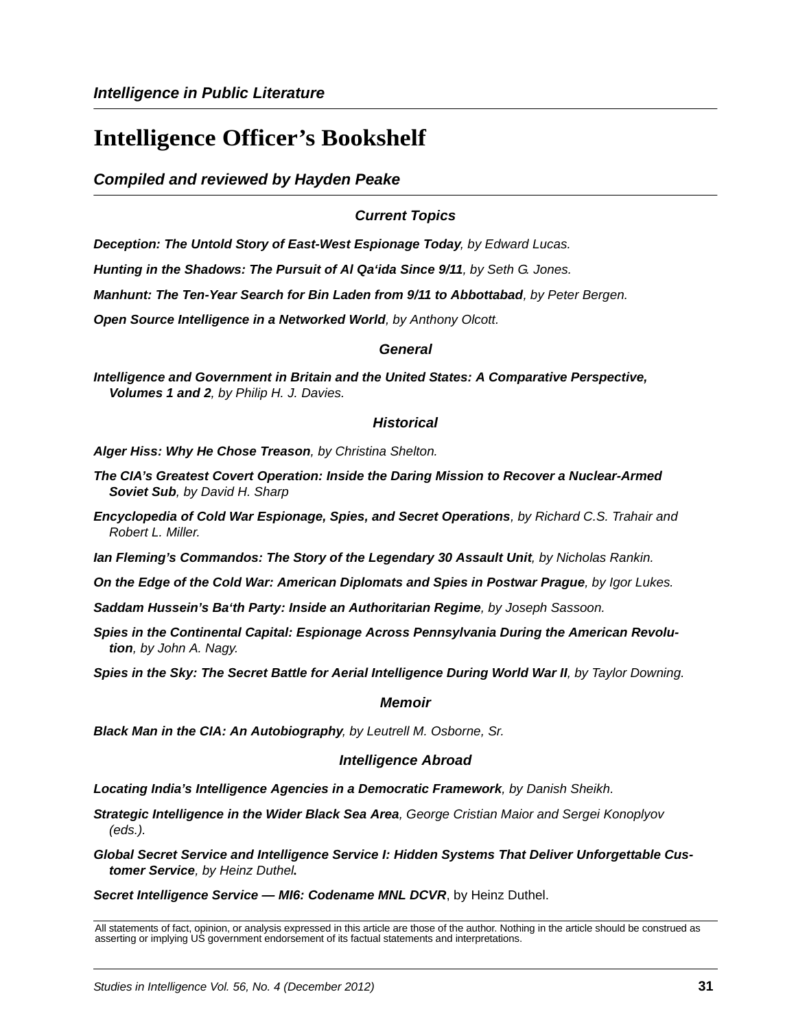*Intelligence in Public Literature*

# Intelligence Officer's Bookshelf

***Compiled and reviewed by Hayden Peake***

### *Current Topics*

***Deception: The Untold Story of East-West Espionage Today****, by Edward Lucas.*

***Hunting in the Shadows: The Pursuit of Al Qa'ida Since 9/11****, by Seth G. Jones.*

***Manhunt: The Ten-Year Search for Bin Laden from 9/11 to Abbottabad****, by Peter Bergen.*

***Open Source Intelligence in a Networked World****, by Anthony Olcott.*

### *General*

***Intelligence and Government in Britain and the United States: A Comparative Perspective, Volumes 1 and 2****, by Philip H. J. Davies.*

### *Historical*

***Alger Hiss: Why He Chose Treason****, by Christina Shelton.*

***The CIA's Greatest Covert Operation: Inside the Daring Mission to Recover a Nuclear-Armed Soviet Sub****, by David H. Sharp*

***Encyclopedia of Cold War Espionage, Spies, and Secret Operations****, by Richard C.S. Trahair and Robert L. Miller.*

***Ian Fleming's Commandos: The Story of the Legendary 30 Assault Unit****, by Nicholas Rankin.*

***On the Edge of the Cold War: American Diplomats and Spies in Postwar Prague****, by Igor Lukes.*

***Saddam Hussein's Ba'th Party: Inside an Authoritarian Regime****, by Joseph Sassoon.*

***Spies in the Continental Capital: Espionage Across Pennsylvania During the American Revolution****, by John A. Nagy.*

***Spies in the Sky: The Secret Battle for Aerial Intelligence During World War II****, by Taylor Downing.*

### *Memoir*

***Black Man in the CIA: An Autobiography****, by Leutrell M. Osborne, Sr.*

### *Intelligence Abroad*

***Locating India's Intelligence Agencies in a Democratic Framework****, by Danish Sheikh.*

***Strategic Intelligence in the Wider Black Sea Area****, George Cristian Maior and Sergei Konoplyov (eds.).*

***Global Secret Service and Intelligence Service I: Hidden Systems That Deliver Unforgettable Customer Service****, by Heinz Duthel***.**

***Secret Intelligence Service — MI6: Codename MNL DCVR***, by Heinz Duthel.

All statements of fact, opinion, or analysis expressed in this article are those of the author. Nothing in the article should be construed as asserting or implying US government endorsement of its factual statements and interpretations.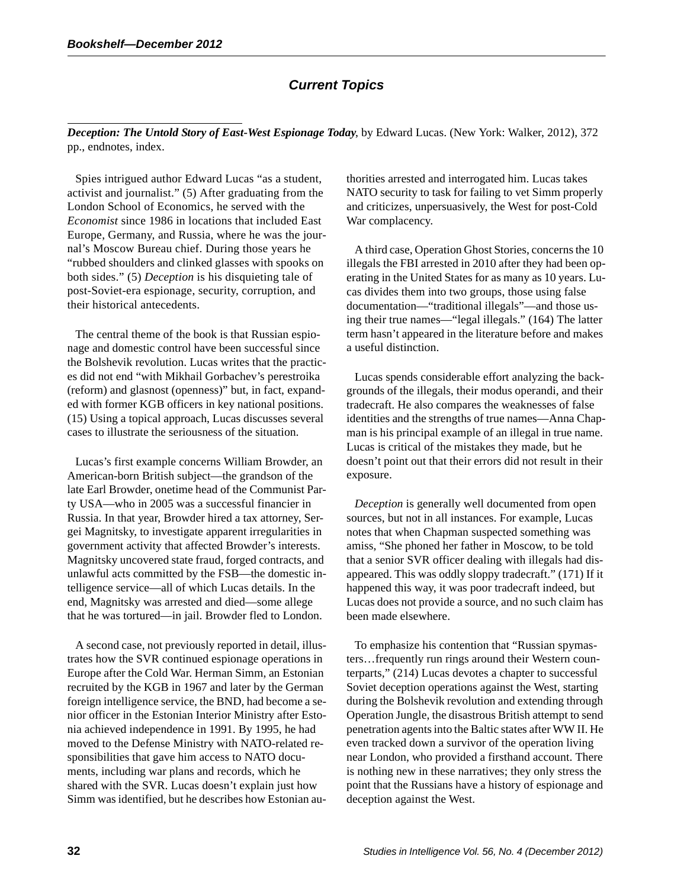## Current Topics

***Deception: The Untold Story of East-West Espionage Today***, by Edward Lucas. (New York: Walker, 2012), 372 pp., endnotes, index.

Spies intrigued author Edward Lucas "as a student, activist and journalist." (5) After graduating from the London School of Economics, he served with the *Economist* since 1986 in locations that included East Europe, Germany, and Russia, where he was the journal's Moscow Bureau chief. During those years he "rubbed shoulders and clinked glasses with spooks on both sides." (5) *Deception* is his disquieting tale of post-Soviet-era espionage, security, corruption, and their historical antecedents.

The central theme of the book is that Russian espionage and domestic control have been successful since the Bolshevik revolution. Lucas writes that the practices did not end "with Mikhail Gorbachev's perestroika (reform) and glasnost (openness)" but, in fact, expanded with former KGB officers in key national positions. (15) Using a topical approach, Lucas discusses several cases to illustrate the seriousness of the situation.

Lucas's first example concerns William Browder, an American-born British subject—the grandson of the late Earl Browder, onetime head of the Communist Party USA—who in 2005 was a successful financier in Russia. In that year, Browder hired a tax attorney, Sergei Magnitsky, to investigate apparent irregularities in government activity that affected Browder's interests. Magnitsky uncovered state fraud, forged contracts, and unlawful acts committed by the FSB—the domestic intelligence service—all of which Lucas details. In the end, Magnitsky was arrested and died—some allege that he was tortured—in jail. Browder fled to London.

A second case, not previously reported in detail, illustrates how the SVR continued espionage operations in Europe after the Cold War. Herman Simm, an Estonian recruited by the KGB in 1967 and later by the German foreign intelligence service, the BND, had become a senior officer in the Estonian Interior Ministry after Estonia achieved independence in 1991. By 1995, he had moved to the Defense Ministry with NATO-related responsibilities that gave him access to NATO documents, including war plans and records, which he shared with the SVR. Lucas doesn't explain just how Simm was identified, but he describes how Estonian authorities arrested and interrogated him. Lucas takes NATO security to task for failing to vet Simm properly and criticizes, unpersuasively, the West for post-Cold War complacency.

A third case, Operation Ghost Stories, concerns the 10 illegals the FBI arrested in 2010 after they had been operating in the United States for as many as 10 years. Lucas divides them into two groups, those using false documentation—"traditional illegals"—and those using their true names—"legal illegals." (164) The latter term hasn't appeared in the literature before and makes a useful distinction.

Lucas spends considerable effort analyzing the backgrounds of the illegals, their modus operandi, and their tradecraft. He also compares the weaknesses of false identities and the strengths of true names—Anna Chapman is his principal example of an illegal in true name. Lucas is critical of the mistakes they made, but he doesn't point out that their errors did not result in their exposure.

*Deception* is generally well documented from open sources, but not in all instances. For example, Lucas notes that when Chapman suspected something was amiss, "She phoned her father in Moscow, to be told that a senior SVR officer dealing with illegals had disappeared. This was oddly sloppy tradecraft." (171) If it happened this way, it was poor tradecraft indeed, but Lucas does not provide a source, and no such claim has been made elsewhere.

To emphasize his contention that "Russian spymasters…frequently run rings around their Western counterparts," (214) Lucas devotes a chapter to successful Soviet deception operations against the West, starting during the Bolshevik revolution and extending through Operation Jungle, the disastrous British attempt to send penetration agents into the Baltic states after WW II. He even tracked down a survivor of the operation living near London, who provided a firsthand account. There is nothing new in these narratives; they only stress the point that the Russians have a history of espionage and deception against the West.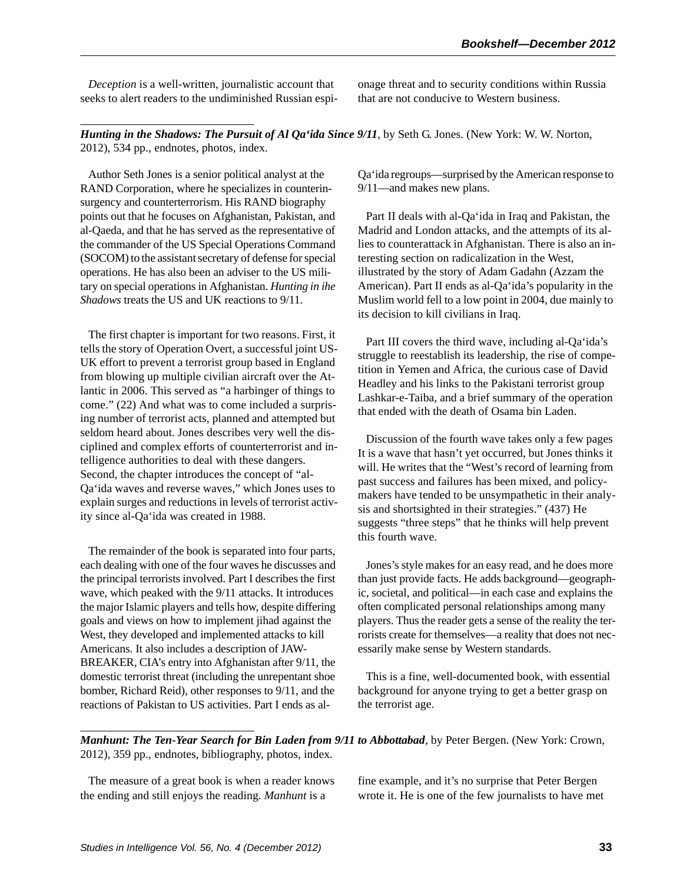*Deception* is a well-written, journalistic account that seeks to alert readers to the undiminished Russian espionage threat and to security conditions within Russia that are not conducive to Western business.

---

***Hunting in the Shadows: The Pursuit of Al Qa'ida Since 9/11***, by Seth G. Jones. (New York: W. W. Norton, 2012), 534 pp., endnotes, photos, index.

Author Seth Jones is a senior political analyst at the RAND Corporation, where he specializes in counterinsurgency and counterterrorism. His RAND biography points out that he focuses on Afghanistan, Pakistan, and al-Qaeda, and that he has served as the representative of the commander of the US Special Operations Command (SOCOM) to the assistant secretary of defense for special operations. He has also been an adviser to the US military on special operations in Afghanistan. *Hunting in ihe Shadows* treats the US and UK reactions to 9/11.

The first chapter is important for two reasons. First, it tells the story of Operation Overt, a successful joint US-UK effort to prevent a terrorist group based in England from blowing up multiple civilian aircraft over the Atlantic in 2006. This served as "a harbinger of things to come." (22) And what was to come included a surprising number of terrorist acts, planned and attempted but seldom heard about. Jones describes very well the disciplined and complex efforts of counterterrorist and intelligence authorities to deal with these dangers. Second, the chapter introduces the concept of "al-Qa'ida waves and reverse waves," which Jones uses to explain surges and reductions in levels of terrorist activity since al-Qa'ida was created in 1988.

The remainder of the book is separated into four parts, each dealing with one of the four waves he discusses and the principal terrorists involved. Part I describes the first wave, which peaked with the 9/11 attacks. It introduces the major Islamic players and tells how, despite differing goals and views on how to implement jihad against the West, they developed and implemented attacks to kill Americans. It also includes a description of JAWBREAKER, CIA's entry into Afghanistan after 9/11, the domestic terrorist threat (including the unrepentant shoe bomber, Richard Reid), other responses to 9/11, and the reactions of Pakistan to US activities. Part I ends as al-Qa'ida regroups—surprised by the American response to 9/11—and makes new plans.

Part II deals with al-Qa'ida in Iraq and Pakistan, the Madrid and London attacks, and the attempts of its allies to counterattack in Afghanistan. There is also an interesting section on radicalization in the West, illustrated by the story of Adam Gadahn (Azzam the American). Part II ends as al-Qa'ida's popularity in the Muslim world fell to a low point in 2004, due mainly to its decision to kill civilians in Iraq.

Part III covers the third wave, including al-Qa'ida's struggle to reestablish its leadership, the rise of competition in Yemen and Africa, the curious case of David Headley and his links to the Pakistani terrorist group Lashkar-e-Taiba, and a brief summary of the operation that ended with the death of Osama bin Laden.

Discussion of the fourth wave takes only a few pages It is a wave that hasn't yet occurred, but Jones thinks it will. He writes that the "West's record of learning from past success and failures has been mixed, and policymakers have tended to be unsympathetic in their analysis and shortsighted in their strategies." (437) He suggests "three steps" that he thinks will help prevent this fourth wave.

Jones's style makes for an easy read, and he does more than just provide facts. He adds background—geographic, societal, and political—in each case and explains the often complicated personal relationships among many players. Thus the reader gets a sense of the reality the terrorists create for themselves—a reality that does not necessarily make sense by Western standards.

This is a fine, well-documented book, with essential background for anyone trying to get a better grasp on the terrorist age.

---

***Manhunt: The Ten-Year Search for Bin Laden from 9/11 to Abbottabad***, by Peter Bergen. (New York: Crown, 2012), 359 pp., endnotes, bibliography, photos, index.

The measure of a great book is when a reader knows the ending and still enjoys the reading. *Manhunt* is a fine example, and it's no surprise that Peter Bergen wrote it. He is one of the few journalists to have met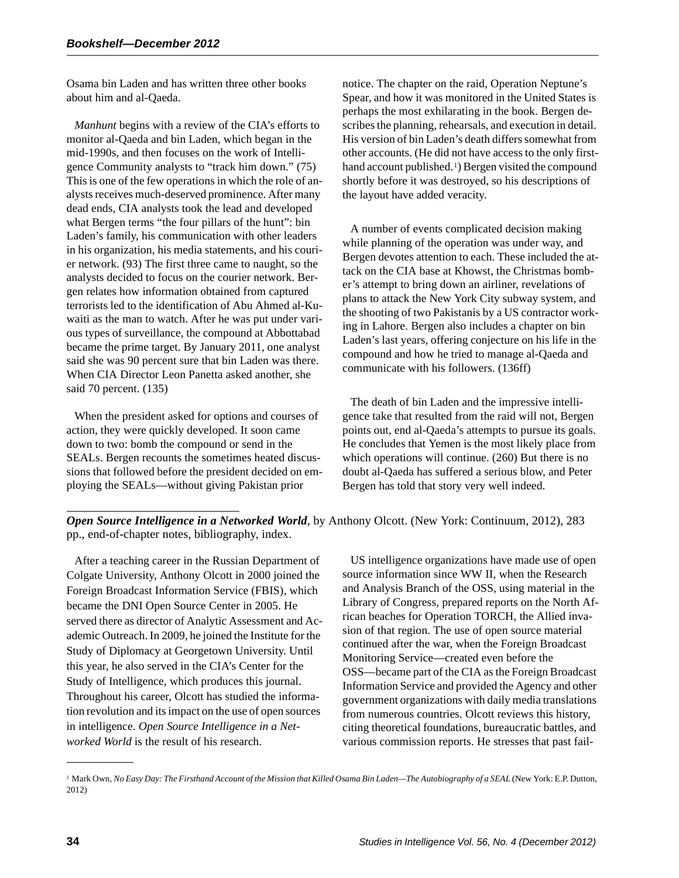Osama bin Laden and has written three other books about him and al-Qaeda.

*Manhunt* begins with a review of the CIA's efforts to monitor al-Qaeda and bin Laden, which began in the mid-1990s, and then focuses on the work of Intelligence Community analysts to "track him down." (75) This is one of the few operations in which the role of analysts receives much-deserved prominence. After many dead ends, CIA analysts took the lead and developed what Bergen terms "the four pillars of the hunt": bin Laden's family, his communication with other leaders in his organization, his media statements, and his courier network. (93) The first three came to naught, so the analysts decided to focus on the courier network. Bergen relates how information obtained from captured terrorists led to the identification of Abu Ahmed al-Kuwaiti as the man to watch. After he was put under various types of surveillance, the compound at Abbottabad became the prime target. By January 2011, one analyst said she was 90 percent sure that bin Laden was there. When CIA Director Leon Panetta asked another, she said 70 percent. (135)

When the president asked for options and courses of action, they were quickly developed. It soon came down to two: bomb the compound or send in the SEALs. Bergen recounts the sometimes heated discussions that followed before the president decided on employing the SEALs—without giving Pakistan prior notice. The chapter on the raid, Operation Neptune's Spear, and how it was monitored in the United States is perhaps the most exhilarating in the book. Bergen describes the planning, rehearsals, and execution in detail. His version of bin Laden's death differs somewhat from other accounts. (He did not have access to the only firsthand account published.[1]) Bergen visited the compound shortly before it was destroyed, so his descriptions of the layout have added veracity.

A number of events complicated decision making while planning of the operation was under way, and Bergen devotes attention to each. These included the attack on the CIA base at Khowst, the Christmas bomber's attempt to bring down an airliner, revelations of plans to attack the New York City subway system, and the shooting of two Pakistanis by a US contractor working in Lahore. Bergen also includes a chapter on bin Laden's last years, offering conjecture on his life in the compound and how he tried to manage al-Qaeda and communicate with his followers. (136ff)

The death of bin Laden and the impressive intelligence take that resulted from the raid will not, Bergen points out, end al-Qaeda's attempts to pursue its goals. He concludes that Yemen is the most likely place from which operations will continue. (260) But there is no doubt al-Qaeda has suffered a serious blow, and Peter Bergen has told that story very well indeed.

---

***Open Source Intelligence in a Networked World***, by Anthony Olcott. (New York: Continuum, 2012), 283 pp., end-of-chapter notes, bibliography, index.

After a teaching career in the Russian Department of Colgate University, Anthony Olcott in 2000 joined the Foreign Broadcast Information Service (FBIS), which became the DNI Open Source Center in 2005. He served there as director of Analytic Assessment and Academic Outreach. In 2009, he joined the Institute for the Study of Diplomacy at Georgetown University. Until this year, he also served in the CIA's Center for the Study of Intelligence, which produces this journal. Throughout his career, Olcott has studied the information revolution and its impact on the use of open sources in intelligence. *Open Source Intelligence in a Networked World* is the result of his research.

US intelligence organizations have made use of open source information since WW II, when the Research and Analysis Branch of the OSS, using material in the Library of Congress, prepared reports on the North African beaches for Operation TORCH, the Allied invasion of that region. The use of open source material continued after the war, when the Foreign Broadcast Monitoring Service—created even before the OSS—became part of the CIA as the Foreign Broadcast Information Service and provided the Agency and other government organizations with daily media translations from numerous countries. Olcott reviews this history, citing theoretical foundations, bureaucratic battles, and various commission reports. He stresses that past fail-

---

[1] Mark Own, *No Easy Day: The Firsthand Account of the Mission that Killed Osama Bin Laden—The Autobiography of a SEAL* (New York: E.P. Dutton, 2012)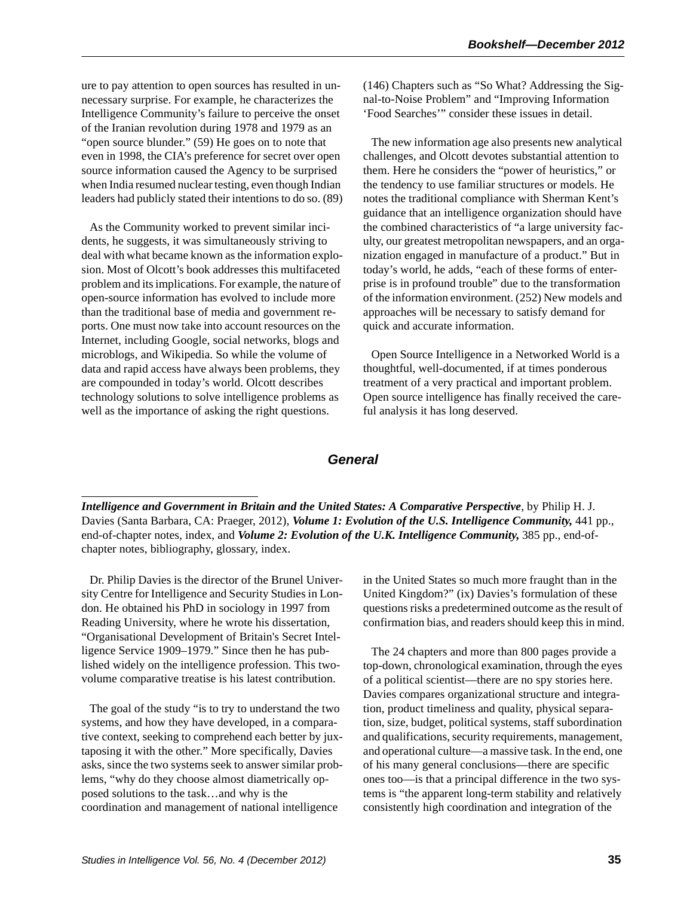ure to pay attention to open sources has resulted in unnecessary surprise. For example, he characterizes the Intelligence Community's failure to perceive the onset of the Iranian revolution during 1978 and 1979 as an "open source blunder." (59) He goes on to note that even in 1998, the CIA's preference for secret over open source information caused the Agency to be surprised when India resumed nuclear testing, even though Indian leaders had publicly stated their intentions to do so. (89)

As the Community worked to prevent similar incidents, he suggests, it was simultaneously striving to deal with what became known as the information explosion. Most of Olcott's book addresses this multifaceted problem and its implications. For example, the nature of open-source information has evolved to include more than the traditional base of media and government reports. One must now take into account resources on the Internet, including Google, social networks, blogs and microblogs, and Wikipedia. So while the volume of data and rapid access have always been problems, they are compounded in today's world. Olcott describes technology solutions to solve intelligence problems as well as the importance of asking the right questions. (146) Chapters such as "So What? Addressing the Signal-to-Noise Problem" and "Improving Information 'Food Searches'" consider these issues in detail.

The new information age also presents new analytical challenges, and Olcott devotes substantial attention to them. Here he considers the "power of heuristics," or the tendency to use familiar structures or models. He notes the traditional compliance with Sherman Kent's guidance that an intelligence organization should have the combined characteristics of "a large university faculty, our greatest metropolitan newspapers, and an organization engaged in manufacture of a product." But in today's world, he adds, "each of these forms of enterprise is in profound trouble" due to the transformation of the information environment. (252) New models and approaches will be necessary to satisfy demand for quick and accurate information.

Open Source Intelligence in a Networked World is a thoughtful, well-documented, if at times ponderous treatment of a very practical and important problem. Open source intelligence has finally received the careful analysis it has long deserved.

## *General*

***Intelligence and Government in Britain and the United States: A Comparative Perspective***, by Philip H. J. Davies (Santa Barbara, CA: Praeger, 2012), ***Volume 1: Evolution of the U.S. Intelligence Community,*** 441 pp., end-of-chapter notes, index, and ***Volume 2: Evolution of the U.K. Intelligence Community,*** 385 pp., end-of-chapter notes, bibliography, glossary, index.

Dr. Philip Davies is the director of the Brunel University Centre for Intelligence and Security Studies in London. He obtained his PhD in sociology in 1997 from Reading University, where he wrote his dissertation, "Organisational Development of Britain's Secret Intelligence Service 1909–1979." Since then he has published widely on the intelligence profession. This two-volume comparative treatise is his latest contribution.

The goal of the study "is to try to understand the two systems, and how they have developed, in a comparative context, seeking to comprehend each better by juxtaposing it with the other." More specifically, Davies asks, since the two systems seek to answer similar problems, "why do they choose almost diametrically opposed solutions to the task…and why is the coordination and management of national intelligence in the United States so much more fraught than in the United Kingdom?" (ix) Davies's formulation of these questions risks a predetermined outcome as the result of confirmation bias, and readers should keep this in mind.

The 24 chapters and more than 800 pages provide a top-down, chronological examination, through the eyes of a political scientist—there are no spy stories here. Davies compares organizational structure and integration, product timeliness and quality, physical separation, size, budget, political systems, staff subordination and qualifications, security requirements, management, and operational culture—a massive task. In the end, one of his many general conclusions—there are specific ones too—is that a principal difference in the two systems is "the apparent long-term stability and relatively consistently high coordination and integration of the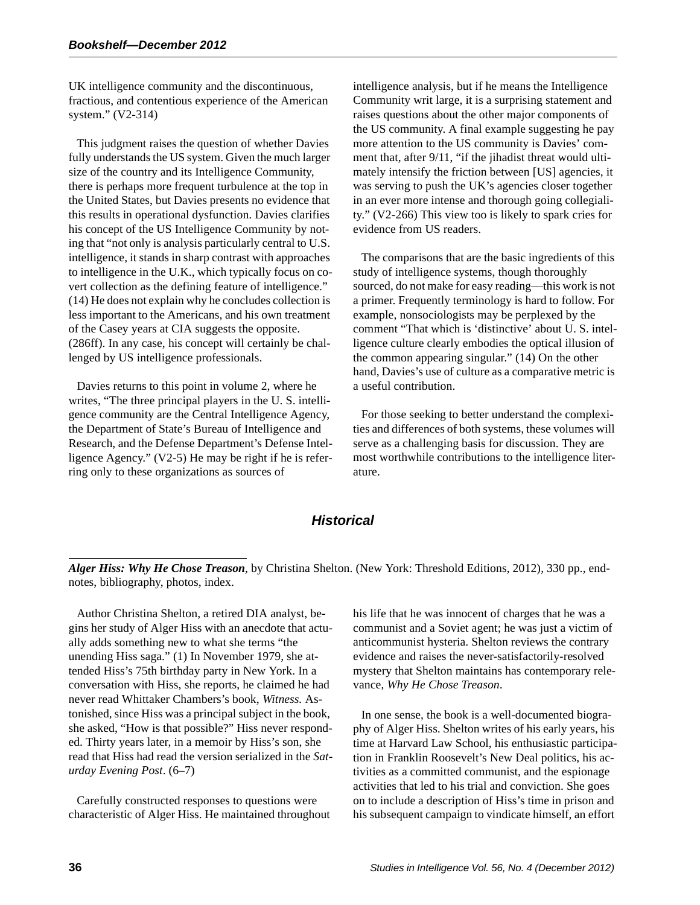UK intelligence community and the discontinuous, fractious, and contentious experience of the American system." (V2-314)

This judgment raises the question of whether Davies fully understands the US system. Given the much larger size of the country and its Intelligence Community, there is perhaps more frequent turbulence at the top in the United States, but Davies presents no evidence that this results in operational dysfunction. Davies clarifies his concept of the US Intelligence Community by noting that "not only is analysis particularly central to U.S. intelligence, it stands in sharp contrast with approaches to intelligence in the U.K., which typically focus on covert collection as the defining feature of intelligence." (14) He does not explain why he concludes collection is less important to the Americans, and his own treatment of the Casey years at CIA suggests the opposite. (286ff). In any case, his concept will certainly be challenged by US intelligence professionals.

Davies returns to this point in volume 2, where he writes, "The three principal players in the U. S. intelligence community are the Central Intelligence Agency, the Department of State's Bureau of Intelligence and Research, and the Defense Department's Defense Intelligence Agency." (V2-5) He may be right if he is referring only to these organizations as sources of intelligence analysis, but if he means the Intelligence Community writ large, it is a surprising statement and raises questions about the other major components of the US community. A final example suggesting he pay more attention to the US community is Davies' comment that, after 9/11, "if the jihadist threat would ultimately intensify the friction between [US] agencies, it was serving to push the UK's agencies closer together in an ever more intense and thorough going collegiality." (V2-266) This view too is likely to spark cries for evidence from US readers.

The comparisons that are the basic ingredients of this study of intelligence systems, though thoroughly sourced, do not make for easy reading—this work is not a primer. Frequently terminology is hard to follow. For example, nonsociologists may be perplexed by the comment "That which is 'distinctive' about U. S. intelligence culture clearly embodies the optical illusion of the common appearing singular." (14) On the other hand, Davies's use of culture as a comparative metric is a useful contribution.

For those seeking to better understand the complexities and differences of both systems, these volumes will serve as a challenging basis for discussion. They are most worthwhile contributions to the intelligence literature.

## *Historical*

***Alger Hiss: Why He Chose Treason***, by Christina Shelton. (New York: Threshold Editions, 2012), 330 pp., endnotes, bibliography, photos, index.

Author Christina Shelton, a retired DIA analyst, begins her study of Alger Hiss with an anecdote that actually adds something new to what she terms "the unending Hiss saga." (1) In November 1979, she attended Hiss's 75th birthday party in New York. In a conversation with Hiss, she reports, he claimed he had never read Whittaker Chambers's book, *Witness.* Astonished, since Hiss was a principal subject in the book, she asked, "How is that possible?" Hiss never responded. Thirty years later, in a memoir by Hiss's son, she read that Hiss had read the version serialized in the *Saturday Evening Post*. (6–7)

Carefully constructed responses to questions were characteristic of Alger Hiss. He maintained throughout his life that he was innocent of charges that he was a communist and a Soviet agent; he was just a victim of anticommunist hysteria. Shelton reviews the contrary evidence and raises the never-satisfactorily-resolved mystery that Shelton maintains has contemporary relevance, *Why He Chose Treason*.

In one sense, the book is a well-documented biography of Alger Hiss. Shelton writes of his early years, his time at Harvard Law School, his enthusiastic participation in Franklin Roosevelt's New Deal politics, his activities as a committed communist, and the espionage activities that led to his trial and conviction. She goes on to include a description of Hiss's time in prison and his subsequent campaign to vindicate himself, an effort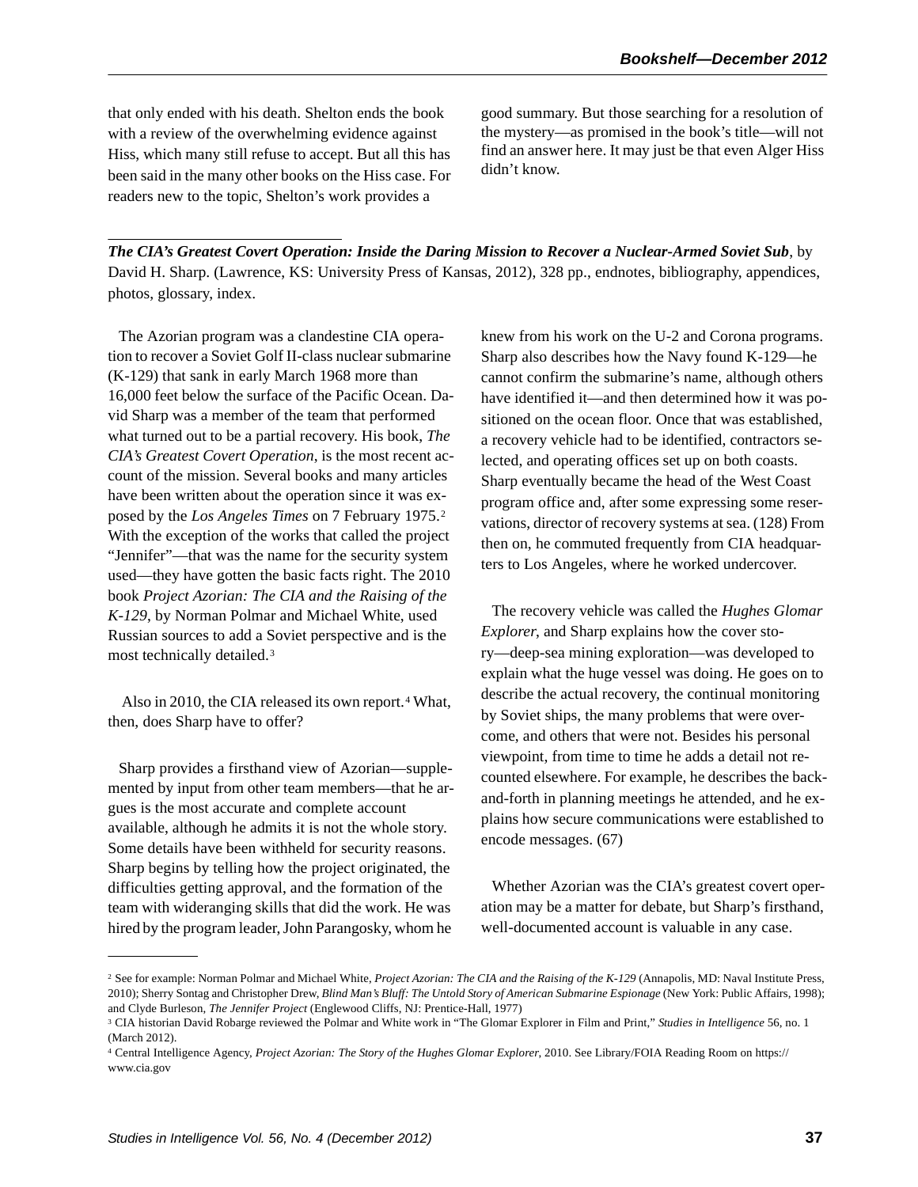that only ended with his death. Shelton ends the book with a review of the overwhelming evidence against Hiss, which many still refuse to accept. But all this has been said in the many other books on the Hiss case. For readers new to the topic, Shelton's work provides a good summary. But those searching for a resolution of the mystery—as promised in the book's title—will not find an answer here. It may just be that even Alger Hiss didn't know.

---

***The CIA's Greatest Covert Operation: Inside the Daring Mission to Recover a Nuclear-Armed Soviet Sub***, by David H. Sharp. (Lawrence, KS: University Press of Kansas, 2012), 328 pp., endnotes, bibliography, appendices, photos, glossary, index.

The Azorian program was a clandestine CIA operation to recover a Soviet Golf II-class nuclear submarine (K-129) that sank in early March 1968 more than 16,000 feet below the surface of the Pacific Ocean. David Sharp was a member of the team that performed what turned out to be a partial recovery. His book, *The CIA's Greatest Covert Operation*, is the most recent account of the mission. Several books and many articles have been written about the operation since it was exposed by the *Los Angeles Times* on 7 February 1975.[2] With the exception of the works that called the project "Jennifer"—that was the name for the security system used—they have gotten the basic facts right. The 2010 book *Project Azorian: The CIA and the Raising of the K-129*, by Norman Polmar and Michael White, used Russian sources to add a Soviet perspective and is the most technically detailed.[3]

Also in 2010, the CIA released its own report.[4] What, then, does Sharp have to offer?

Sharp provides a firsthand view of Azorian—supplemented by input from other team members—that he argues is the most accurate and complete account available, although he admits it is not the whole story. Some details have been withheld for security reasons. Sharp begins by telling how the project originated, the difficulties getting approval, and the formation of the team with wideranging skills that did the work. He was hired by the program leader, John Parangosky, whom he knew from his work on the U-2 and Corona programs. Sharp also describes how the Navy found K-129—he cannot confirm the submarine's name, although others have identified it—and then determined how it was positioned on the ocean floor. Once that was established, a recovery vehicle had to be identified, contractors selected, and operating offices set up on both coasts. Sharp eventually became the head of the West Coast program office and, after some expressing some reservations, director of recovery systems at sea. (128) From then on, he commuted frequently from CIA headquarters to Los Angeles, where he worked undercover.

The recovery vehicle was called the *Hughes Glomar Explorer*, and Sharp explains how the cover story—deep-sea mining exploration—was developed to explain what the huge vessel was doing. He goes on to describe the actual recovery, the continual monitoring by Soviet ships, the many problems that were overcome, and others that were not. Besides his personal viewpoint, from time to time he adds a detail not recounted elsewhere. For example, he describes the back-and-forth in planning meetings he attended, and he explains how secure communications were established to encode messages. (67)

Whether Azorian was the CIA's greatest covert operation may be a matter for debate, but Sharp's firsthand, well-documented account is valuable in any case.

---

[2] See for example: Norman Polmar and Michael White, *Project Azorian: The CIA and the Raising of the K-129* (Annapolis, MD: Naval Institute Press, 2010); Sherry Sontag and Christopher Drew, *Blind Man's Bluff: The Untold Story of American Submarine Espionage* (New York: Public Affairs, 1998); and Clyde Burleson, *The Jennifer Project* (Englewood Cliffs, NJ: Prentice-Hall, 1977)

[3] CIA historian David Robarge reviewed the Polmar and White work in "The Glomar Explorer in Film and Print," *Studies in Intelligence* 56, no. 1 (March 2012).

[4] Central Intelligence Agency, *Project Azorian: The Story of the Hughes Glomar Explorer*, 2010. See Library/FOIA Reading Room on https://www.cia.gov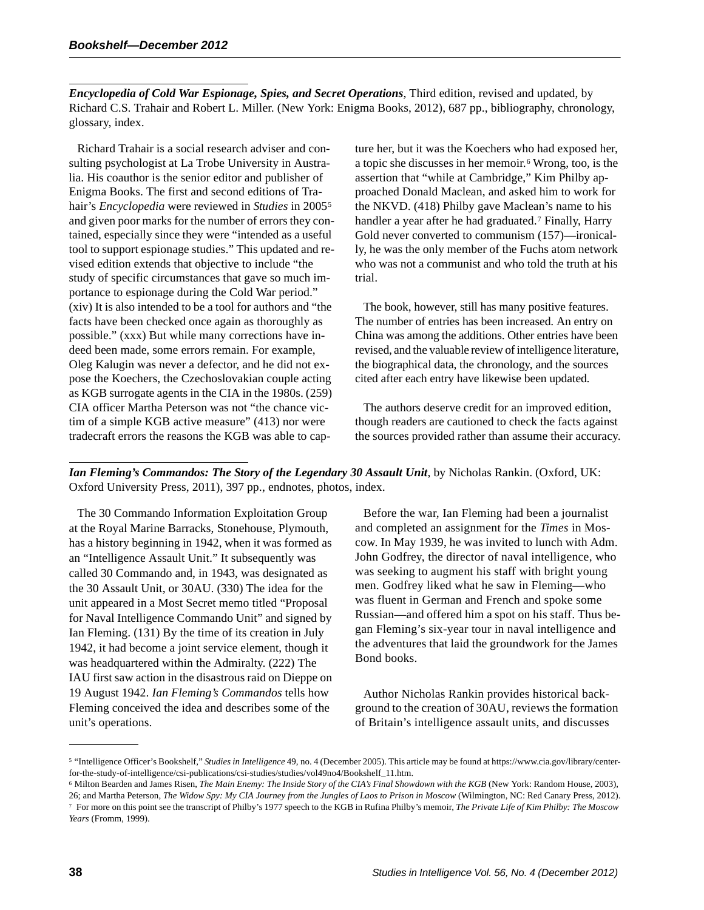***Encyclopedia of Cold War Espionage, Spies, and Secret Operations***, Third edition, revised and updated, by Richard C.S. Trahair and Robert L. Miller. (New York: Enigma Books, 2012), 687 pp., bibliography, chronology, glossary, index.

Richard Trahair is a social research adviser and consulting psychologist at La Trobe University in Australia. His coauthor is the senior editor and publisher of Enigma Books. The first and second editions of Trahair's *Encyclopedia* were reviewed in *Studies* in 2005[5] and given poor marks for the number of errors they contained, especially since they were "intended as a useful tool to support espionage studies." This updated and revised edition extends that objective to include "the study of specific circumstances that gave so much importance to espionage during the Cold War period." (xiv) It is also intended to be a tool for authors and "the facts have been checked once again as thoroughly as possible." (xxx) But while many corrections have indeed been made, some errors remain. For example, Oleg Kalugin was never a defector, and he did not expose the Koechers, the Czechoslovakian couple acting as KGB surrogate agents in the CIA in the 1980s. (259) CIA officer Martha Peterson was not "the chance victim of a simple KGB active measure" (413) nor were tradecraft errors the reasons the KGB was able to capture her, but it was the Koechers who had exposed her, a topic she discusses in her memoir.[6] Wrong, too, is the assertion that "while at Cambridge," Kim Philby approached Donald Maclean, and asked him to work for the NKVD. (418) Philby gave Maclean's name to his handler a year after he had graduated.[7] Finally, Harry Gold never converted to communism (157)—ironically, he was the only member of the Fuchs atom network who was not a communist and who told the truth at his trial.

The book, however, still has many positive features. The number of entries has been increased. An entry on China was among the additions. Other entries have been revised, and the valuable review of intelligence literature, the biographical data, the chronology, and the sources cited after each entry have likewise been updated.

The authors deserve credit for an improved edition, though readers are cautioned to check the facts against the sources provided rather than assume their accuracy.

***Ian Fleming's Commandos: The Story of the Legendary 30 Assault Unit***, by Nicholas Rankin. (Oxford, UK: Oxford University Press, 2011), 397 pp., endnotes, photos, index.

The 30 Commando Information Exploitation Group at the Royal Marine Barracks, Stonehouse, Plymouth, has a history beginning in 1942, when it was formed as an "Intelligence Assault Unit." It subsequently was called 30 Commando and, in 1943, was designated as the 30 Assault Unit, or 30AU. (330) The idea for the unit appeared in a Most Secret memo titled "Proposal for Naval Intelligence Commando Unit" and signed by Ian Fleming. (131) By the time of its creation in July 1942, it had become a joint service element, though it was headquartered within the Admiralty. (222) The IAU first saw action in the disastrous raid on Dieppe on 19 August 1942. *Ian Fleming's Commandos* tells how Fleming conceived the idea and describes some of the unit's operations.

Before the war, Ian Fleming had been a journalist and completed an assignment for the *Times* in Moscow. In May 1939, he was invited to lunch with Adm. John Godfrey, the director of naval intelligence, who was seeking to augment his staff with bright young men. Godfrey liked what he saw in Fleming—who was fluent in German and French and spoke some Russian—and offered him a spot on his staff. Thus began Fleming's six-year tour in naval intelligence and the adventures that laid the groundwork for the James Bond books.

Author Nicholas Rankin provides historical background to the creation of 30AU, reviews the formation of Britain's intelligence assault units, and discusses

---

[5] "Intelligence Officer's Bookshelf," *Studies in Intelligence* 49, no. 4 (December 2005). This article may be found at https://www.cia.gov/library/center-for-the-study-of-intelligence/csi-publications/csi-studies/studies/vol49no4/Bookshelf_11.htm.

[6] Milton Bearden and James Risen, *The Main Enemy: The Inside Story of the CIA's Final Showdown with the KGB* (New York: Random House, 2003), 26; and Martha Peterson, *The Widow Spy: My CIA Journey from the Jungles of Laos to Prison in Moscow* (Wilmington, NC: Red Canary Press, 2012).

[7] For more on this point see the transcript of Philby's 1977 speech to the KGB in Rufina Philby's memoir, *The Private Life of Kim Philby: The Moscow Years* (Fromm, 1999).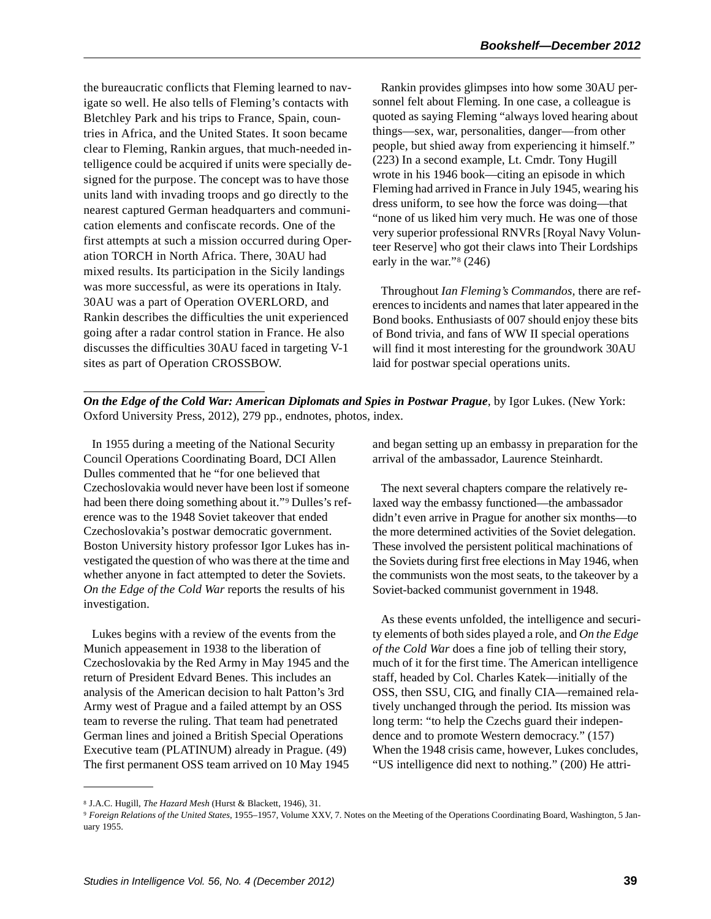the bureaucratic conflicts that Fleming learned to navigate so well. He also tells of Fleming's contacts with Bletchley Park and his trips to France, Spain, countries in Africa, and the United States. It soon became clear to Fleming, Rankin argues, that much-needed intelligence could be acquired if units were specially designed for the purpose. The concept was to have those units land with invading troops and go directly to the nearest captured German headquarters and communication elements and confiscate records. One of the first attempts at such a mission occurred during Operation TORCH in North Africa. There, 30AU had mixed results. Its participation in the Sicily landings was more successful, as were its operations in Italy. 30AU was a part of Operation OVERLORD, and Rankin describes the difficulties the unit experienced going after a radar control station in France. He also discusses the difficulties 30AU faced in targeting V-1 sites as part of Operation CROSSBOW.

Rankin provides glimpses into how some 30AU personnel felt about Fleming. In one case, a colleague is quoted as saying Fleming "always loved hearing about things—sex, war, personalities, danger—from other people, but shied away from experiencing it himself." (223) In a second example, Lt. Cmdr. Tony Hugill wrote in his 1946 book—citing an episode in which Fleming had arrived in France in July 1945, wearing his dress uniform, to see how the force was doing—that "none of us liked him very much. He was one of those very superior professional RNVRs [Royal Navy Volunteer Reserve] who got their claws into Their Lordships early in the war."[8] (246)

Throughout *Ian Fleming's Commandos*, there are references to incidents and names that later appeared in the Bond books. Enthusiasts of 007 should enjoy these bits of Bond trivia, and fans of WW II special operations will find it most interesting for the groundwork 30AU laid for postwar special operations units.

---

***On the Edge of the Cold War: American Diplomats and Spies in Postwar Prague***, by Igor Lukes. (New York: Oxford University Press, 2012), 279 pp., endnotes, photos, index.

In 1955 during a meeting of the National Security Council Operations Coordinating Board, DCI Allen Dulles commented that he "for one believed that Czechoslovakia would never have been lost if someone had been there doing something about it."[9] Dulles's reference was to the 1948 Soviet takeover that ended Czechoslovakia's postwar democratic government. Boston University history professor Igor Lukes has investigated the question of who was there at the time and whether anyone in fact attempted to deter the Soviets. *On the Edge of the Cold War* reports the results of his investigation.

Lukes begins with a review of the events from the Munich appeasement in 1938 to the liberation of Czechoslovakia by the Red Army in May 1945 and the return of President Edvard Benes. This includes an analysis of the American decision to halt Patton's 3rd Army west of Prague and a failed attempt by an OSS team to reverse the ruling. That team had penetrated German lines and joined a British Special Operations Executive team (PLATINUM) already in Prague. (49) The first permanent OSS team arrived on 10 May 1945 and began setting up an embassy in preparation for the arrival of the ambassador, Laurence Steinhardt.

The next several chapters compare the relatively relaxed way the embassy functioned—the ambassador didn't even arrive in Prague for another six months—to the more determined activities of the Soviet delegation. These involved the persistent political machinations of the Soviets during first free elections in May 1946, when the communists won the most seats, to the takeover by a Soviet-backed communist government in 1948.

As these events unfolded, the intelligence and security elements of both sides played a role, and *On the Edge of the Cold War* does a fine job of telling their story, much of it for the first time. The American intelligence staff, headed by Col. Charles Katek—initially of the OSS, then SSU, CIG, and finally CIA—remained relatively unchanged through the period. Its mission was long term: "to help the Czechs guard their independence and to promote Western democracy." (157) When the 1948 crisis came, however, Lukes concludes, "US intelligence did next to nothing." (200) He attri-

---

[8] J.A.C. Hugill, *The Hazard Mesh* (Hurst & Blackett, 1946), 31.

[9] *Foreign Relations of the United States*, 1955–1957, Volume XXV, 7. Notes on the Meeting of the Operations Coordinating Board, Washington, 5 January 1955.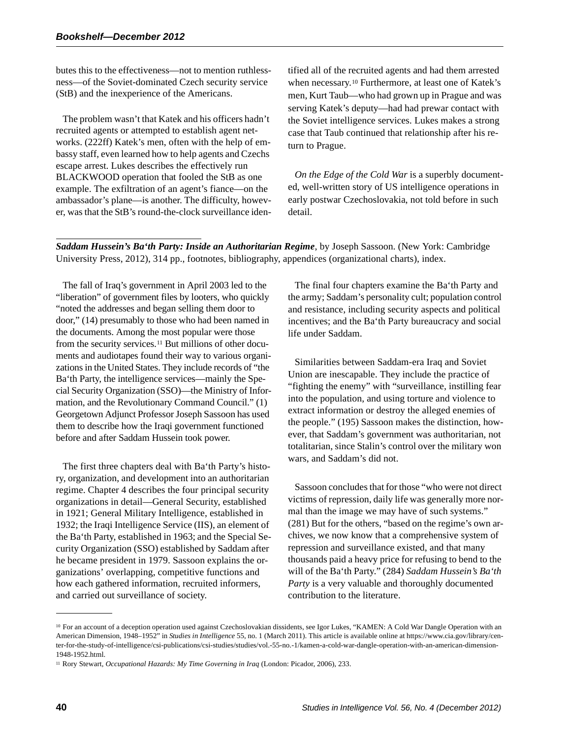butes this to the effectiveness—not to mention ruthlessness—of the Soviet-dominated Czech security service (StB) and the inexperience of the Americans.

The problem wasn't that Katek and his officers hadn't recruited agents or attempted to establish agent networks. (222ff) Katek's men, often with the help of embassy staff, even learned how to help agents and Czechs escape arrest. Lukes describes the effectively run BLACKWOOD operation that fooled the StB as one example. The exfiltration of an agent's fiance—on the ambassador's plane—is another. The difficulty, however, was that the StB's round-the-clock surveillance identified all of the recruited agents and had them arrested when necessary.[10] Furthermore, at least one of Katek's men, Kurt Taub—who had grown up in Prague and was serving Katek's deputy—had had prewar contact with the Soviet intelligence services. Lukes makes a strong case that Taub continued that relationship after his return to Prague.

*On the Edge of the Cold War* is a superbly documented, well-written story of US intelligence operations in early postwar Czechoslovakia, not told before in such detail.

---

***Saddam Hussein's Ba'th Party: Inside an Authoritarian Regime***, by Joseph Sassoon. (New York: Cambridge University Press, 2012), 314 pp., footnotes, bibliography, appendices (organizational charts), index.

The fall of Iraq's government in April 2003 led to the "liberation" of government files by looters, who quickly "noted the addresses and began selling them door to door," (14) presumably to those who had been named in the documents. Among the most popular were those from the security services.[11] But millions of other documents and audiotapes found their way to various organizations in the United States. They include records of "the Ba'th Party, the intelligence services—mainly the Special Security Organization (SSO)—the Ministry of Information, and the Revolutionary Command Council." (1) Georgetown Adjunct Professor Joseph Sassoon has used them to describe how the Iraqi government functioned before and after Saddam Hussein took power.

The first three chapters deal with Ba'th Party's history, organization, and development into an authoritarian regime. Chapter 4 describes the four principal security organizations in detail—General Security, established in 1921; General Military Intelligence, established in 1932; the Iraqi Intelligence Service (IIS), an element of the Ba'th Party, established in 1963; and the Special Security Organization (SSO) established by Saddam after he became president in 1979. Sassoon explains the organizations' overlapping, competitive functions and how each gathered information, recruited informers, and carried out surveillance of society.

The final four chapters examine the Ba'th Party and the army; Saddam's personality cult; population control and resistance, including security aspects and political incentives; and the Ba'th Party bureaucracy and social life under Saddam.

Similarities between Saddam-era Iraq and Soviet Union are inescapable. They include the practice of "fighting the enemy" with "surveillance, instilling fear into the population, and using torture and violence to extract information or destroy the alleged enemies of the people." (195) Sassoon makes the distinction, however, that Saddam's government was authoritarian, not totalitarian, since Stalin's control over the military won wars, and Saddam's did not.

Sassoon concludes that for those "who were not direct victims of repression, daily life was generally more normal than the image we may have of such systems." (281) But for the others, "based on the regime's own archives, we now know that a comprehensive system of repression and surveillance existed, and that many thousands paid a heavy price for refusing to bend to the will of the Ba'th Party." (284) *Saddam Hussein's Ba'th Party* is a very valuable and thoroughly documented contribution to the literature.

---

[10] For an account of a deception operation used against Czechoslovakian dissidents, see Igor Lukes, "KAMEN: A Cold War Dangle Operation with an American Dimension, 1948–1952" in *Studies in Intelligence* 55, no. 1 (March 2011). This article is available online at https://www.cia.gov/library/center-for-the-study-of-intelligence/csi-publications/csi-studies/studies/vol.-55-no.-1/kamen-a-cold-war-dangle-operation-with-an-american-dimension-1948-1952.html.

[11] Rory Stewart, *Occupational Hazards: My Time Governing in Iraq* (London: Picador, 2006), 233.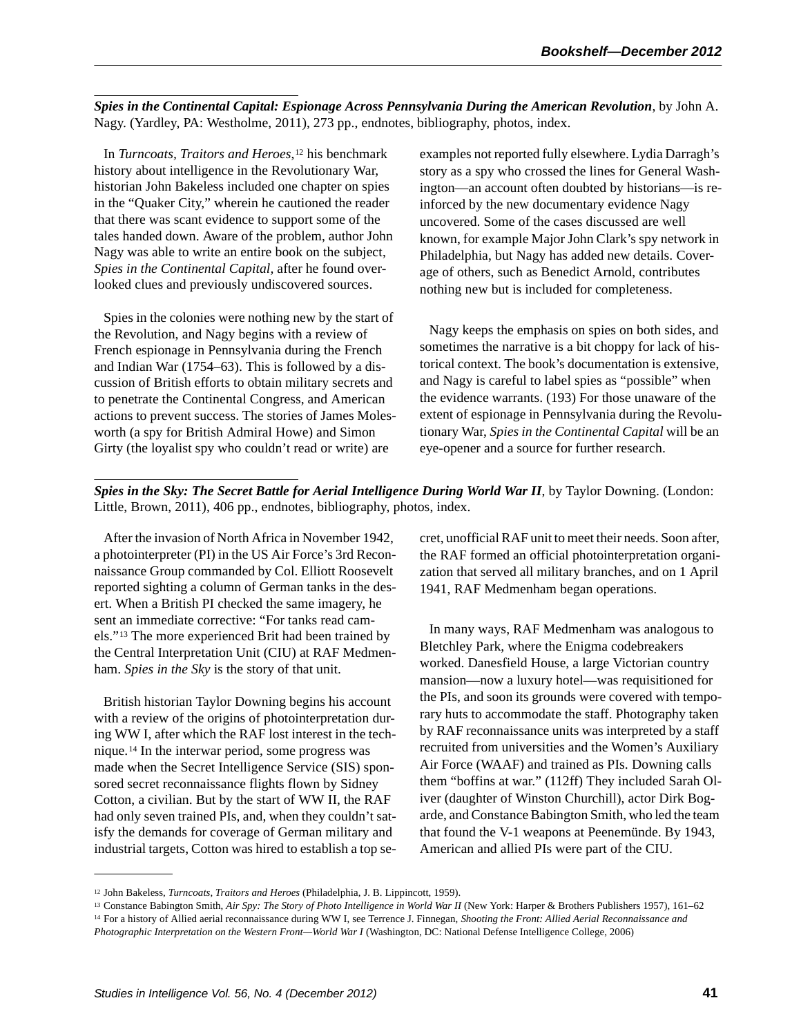***Spies in the Continental Capital: Espionage Across Pennsylvania During the American Revolution***, by John A. Nagy. (Yardley, PA: Westholme, 2011), 273 pp., endnotes, bibliography, photos, index.

In *Turncoats, Traitors and Heroes*,[12] his benchmark history about intelligence in the Revolutionary War, historian John Bakeless included one chapter on spies in the "Quaker City," wherein he cautioned the reader that there was scant evidence to support some of the tales handed down. Aware of the problem, author John Nagy was able to write an entire book on the subject, *Spies in the Continental Capital*, after he found overlooked clues and previously undiscovered sources.

Spies in the colonies were nothing new by the start of the Revolution, and Nagy begins with a review of French espionage in Pennsylvania during the French and Indian War (1754–63). This is followed by a discussion of British efforts to obtain military secrets and to penetrate the Continental Congress, and American actions to prevent success. The stories of James Molesworth (a spy for British Admiral Howe) and Simon Girty (the loyalist spy who couldn't read or write) are examples not reported fully elsewhere. Lydia Darragh's story as a spy who crossed the lines for General Washington—an account often doubted by historians—is reinforced by the new documentary evidence Nagy uncovered. Some of the cases discussed are well known, for example Major John Clark's spy network in Philadelphia, but Nagy has added new details. Coverage of others, such as Benedict Arnold, contributes nothing new but is included for completeness.

Nagy keeps the emphasis on spies on both sides, and sometimes the narrative is a bit choppy for lack of historical context. The book's documentation is extensive, and Nagy is careful to label spies as "possible" when the evidence warrants. (193) For those unaware of the extent of espionage in Pennsylvania during the Revolutionary War, *Spies in the Continental Capital* will be an eye-opener and a source for further research.

***Spies in the Sky: The Secret Battle for Aerial Intelligence During World War II***, by Taylor Downing. (London: Little, Brown, 2011), 406 pp., endnotes, bibliography, photos, index.

After the invasion of North Africa in November 1942, a photointerpreter (PI) in the US Air Force's 3rd Reconnaissance Group commanded by Col. Elliott Roosevelt reported sighting a column of German tanks in the desert. When a British PI checked the same imagery, he sent an immediate corrective: "For tanks read camels."[13] The more experienced Brit had been trained by the Central Interpretation Unit (CIU) at RAF Medmenham. *Spies in the Sky* is the story of that unit.

British historian Taylor Downing begins his account with a review of the origins of photointerpretation during WW I, after which the RAF lost interest in the technique.[14] In the interwar period, some progress was made when the Secret Intelligence Service (SIS) sponsored secret reconnaissance flights flown by Sidney Cotton, a civilian. But by the start of WW II, the RAF had only seven trained PIs, and, when they couldn't satisfy the demands for coverage of German military and industrial targets, Cotton was hired to establish a top secret, unofficial RAF unit to meet their needs. Soon after, the RAF formed an official photointerpretation organization that served all military branches, and on 1 April 1941, RAF Medmenham began operations.

In many ways, RAF Medmenham was analogous to Bletchley Park, where the Enigma codebreakers worked. Danesfield House, a large Victorian country mansion—now a luxury hotel—was requisitioned for the PIs, and soon its grounds were covered with temporary huts to accommodate the staff. Photography taken by RAF reconnaissance units was interpreted by a staff recruited from universities and the Women's Auxiliary Air Force (WAAF) and trained as PIs. Downing calls them "boffins at war." (112ff) They included Sarah Oliver (daughter of Winston Churchill), actor Dirk Bogarde, and Constance Babington Smith, who led the team that found the V-1 weapons at Peenemünde. By 1943, American and allied PIs were part of the CIU.

---

[12] John Bakeless, *Turncoats, Traitors and Heroes* (Philadelphia, J. B. Lippincott, 1959).

[13] Constance Babington Smith, *Air Spy: The Story of Photo Intelligence in World War II* (New York: Harper & Brothers Publishers 1957), 161–62

[14] For a history of Allied aerial reconnaissance during WW I, see Terrence J. Finnegan, *Shooting the Front: Allied Aerial Reconnaissance and Photographic Interpretation on the Western Front—World War I* (Washington, DC: National Defense Intelligence College, 2006)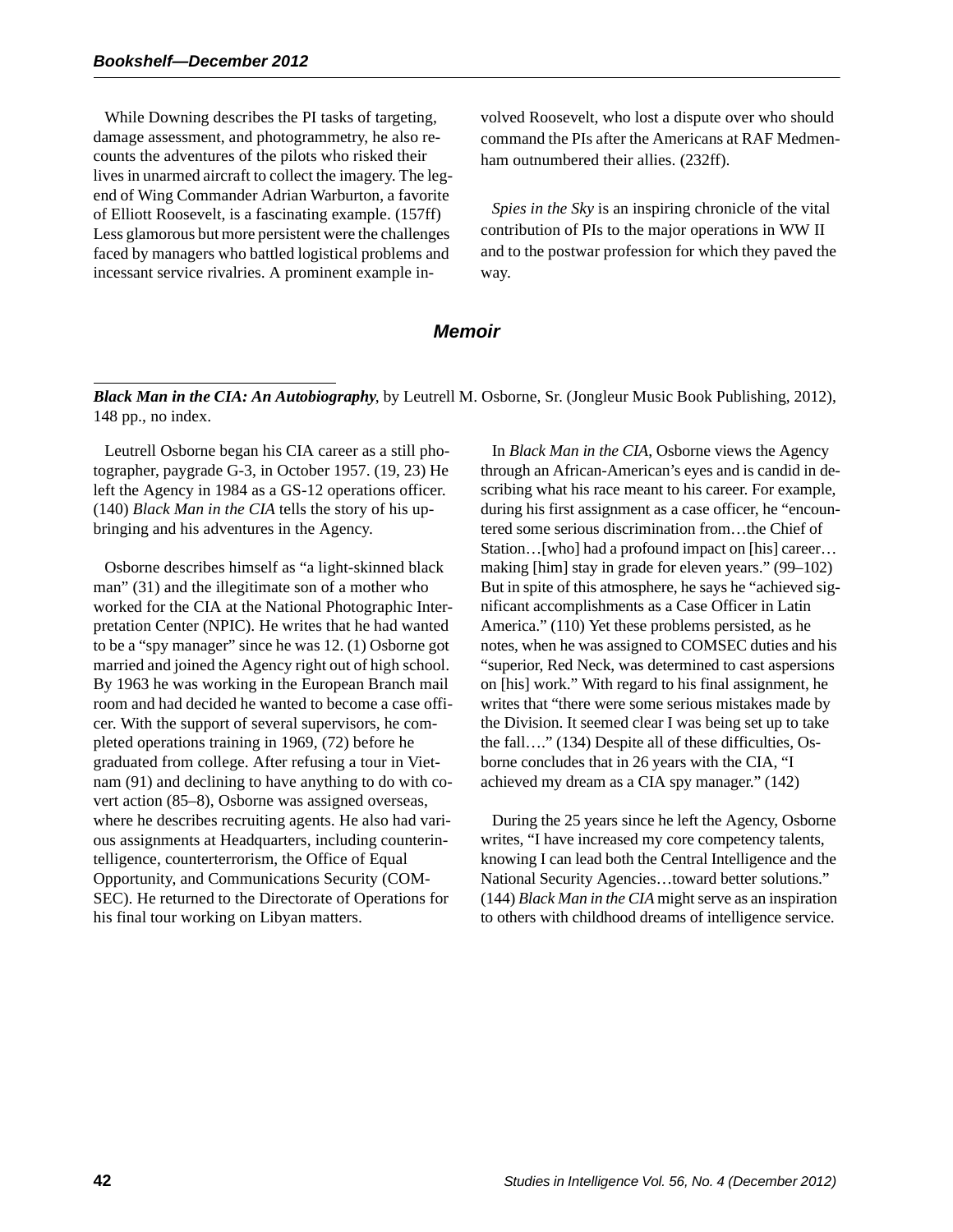While Downing describes the PI tasks of targeting, damage assessment, and photogrammetry, he also recounts the adventures of the pilots who risked their lives in unarmed aircraft to collect the imagery. The legend of Wing Commander Adrian Warburton, a favorite of Elliott Roosevelt, is a fascinating example. (157ff) Less glamorous but more persistent were the challenges faced by managers who battled logistical problems and incessant service rivalries. A prominent example involved Roosevelt, who lost a dispute over who should command the PIs after the Americans at RAF Medmenham outnumbered their allies. (232ff).

*Spies in the Sky* is an inspiring chronicle of the vital contribution of PIs to the major operations in WW II and to the postwar profession for which they paved the way.

## Memoir

***Black Man in the CIA: An Autobiography***, by Leutrell M. Osborne, Sr. (Jongleur Music Book Publishing, 2012), 148 pp., no index.

Leutrell Osborne began his CIA career as a still photographer, paygrade G-3, in October 1957. (19, 23) He left the Agency in 1984 as a GS-12 operations officer. (140) *Black Man in the CIA* tells the story of his upbringing and his adventures in the Agency.

Osborne describes himself as "a light-skinned black man" (31) and the illegitimate son of a mother who worked for the CIA at the National Photographic Interpretation Center (NPIC). He writes that he had wanted to be a "spy manager" since he was 12. (1) Osborne got married and joined the Agency right out of high school. By 1963 he was working in the European Branch mail room and had decided he wanted to become a case officer. With the support of several supervisors, he completed operations training in 1969, (72) before he graduated from college. After refusing a tour in Vietnam (91) and declining to have anything to do with covert action (85–8), Osborne was assigned overseas, where he describes recruiting agents. He also had various assignments at Headquarters, including counterintelligence, counterterrorism, the Office of Equal Opportunity, and Communications Security (COMSEC). He returned to the Directorate of Operations for his final tour working on Libyan matters.

In *Black Man in the CIA*, Osborne views the Agency through an African-American's eyes and is candid in describing what his race meant to his career. For example, during his first assignment as a case officer, he "encountered some serious discrimination from…the Chief of Station…[who] had a profound impact on [his] career…making [him] stay in grade for eleven years." (99–102) But in spite of this atmosphere, he says he "achieved significant accomplishments as a Case Officer in Latin America." (110) Yet these problems persisted, as he notes, when he was assigned to COMSEC duties and his "superior, Red Neck, was determined to cast aspersions on [his] work." With regard to his final assignment, he writes that "there were some serious mistakes made by the Division. It seemed clear I was being set up to take the fall…." (134) Despite all of these difficulties, Osborne concludes that in 26 years with the CIA, "I achieved my dream as a CIA spy manager." (142)

During the 25 years since he left the Agency, Osborne writes, "I have increased my core competency talents, knowing I can lead both the Central Intelligence and the National Security Agencies…toward better solutions." (144) *Black Man in the CIA* might serve as an inspiration to others with childhood dreams of intelligence service.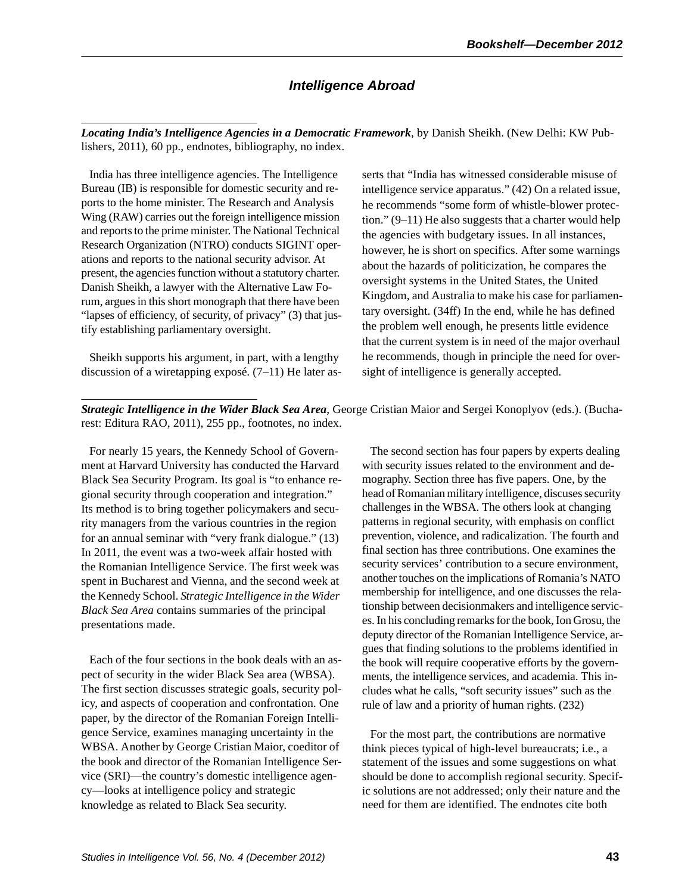## Intelligence Abroad

***Locating India's Intelligence Agencies in a Democratic Framework***, by Danish Sheikh. (New Delhi: KW Publishers, 2011), 60 pp., endnotes, bibliography, no index.

India has three intelligence agencies. The Intelligence Bureau (IB) is responsible for domestic security and reports to the home minister. The Research and Analysis Wing (RAW) carries out the foreign intelligence mission and reports to the prime minister. The National Technical Research Organization (NTRO) conducts SIGINT operations and reports to the national security advisor. At present, the agencies function without a statutory charter. Danish Sheikh, a lawyer with the Alternative Law Forum, argues in this short monograph that there have been "lapses of efficiency, of security, of privacy" (3) that justify establishing parliamentary oversight.

Sheikh supports his argument, in part, with a lengthy discussion of a wiretapping exposé. (7–11) He later asserts that "India has witnessed considerable misuse of intelligence service apparatus." (42) On a related issue, he recommends "some form of whistle-blower protection." (9–11) He also suggests that a charter would help the agencies with budgetary issues. In all instances, however, he is short on specifics. After some warnings about the hazards of politicization, he compares the oversight systems in the United States, the United Kingdom, and Australia to make his case for parliamentary oversight. (34ff) In the end, while he has defined the problem well enough, he presents little evidence that the current system is in need of the major overhaul he recommends, though in principle the need for oversight of intelligence is generally accepted.

***Strategic Intelligence in the Wider Black Sea Area***, George Cristian Maior and Sergei Konoplyov (eds.). (Bucharest: Editura RAO, 2011), 255 pp., footnotes, no index.

For nearly 15 years, the Kennedy School of Government at Harvard University has conducted the Harvard Black Sea Security Program. Its goal is "to enhance regional security through cooperation and integration." Its method is to bring together policymakers and security managers from the various countries in the region for an annual seminar with "very frank dialogue." (13) In 2011, the event was a two-week affair hosted with the Romanian Intelligence Service. The first week was spent in Bucharest and Vienna, and the second week at the Kennedy School. *Strategic Intelligence in the Wider Black Sea Area* contains summaries of the principal presentations made.

Each of the four sections in the book deals with an aspect of security in the wider Black Sea area (WBSA). The first section discusses strategic goals, security policy, and aspects of cooperation and confrontation. One paper, by the director of the Romanian Foreign Intelligence Service, examines managing uncertainty in the WBSA. Another by George Cristian Maior, coeditor of the book and director of the Romanian Intelligence Service (SRI)—the country's domestic intelligence agency—looks at intelligence policy and strategic knowledge as related to Black Sea security.

The second section has four papers by experts dealing with security issues related to the environment and demography. Section three has five papers. One, by the head of Romanian military intelligence, discuses security challenges in the WBSA. The others look at changing patterns in regional security, with emphasis on conflict prevention, violence, and radicalization. The fourth and final section has three contributions. One examines the security services' contribution to a secure environment, another touches on the implications of Romania's NATO membership for intelligence, and one discusses the relationship between decisionmakers and intelligence services. In his concluding remarks for the book, Ion Grosu, the deputy director of the Romanian Intelligence Service, argues that finding solutions to the problems identified in the book will require cooperative efforts by the governments, the intelligence services, and academia. This includes what he calls, "soft security issues" such as the rule of law and a priority of human rights. (232)

For the most part, the contributions are normative think pieces typical of high-level bureaucrats; i.e., a statement of the issues and some suggestions on what should be done to accomplish regional security. Specific solutions are not addressed; only their nature and the need for them are identified. The endnotes cite both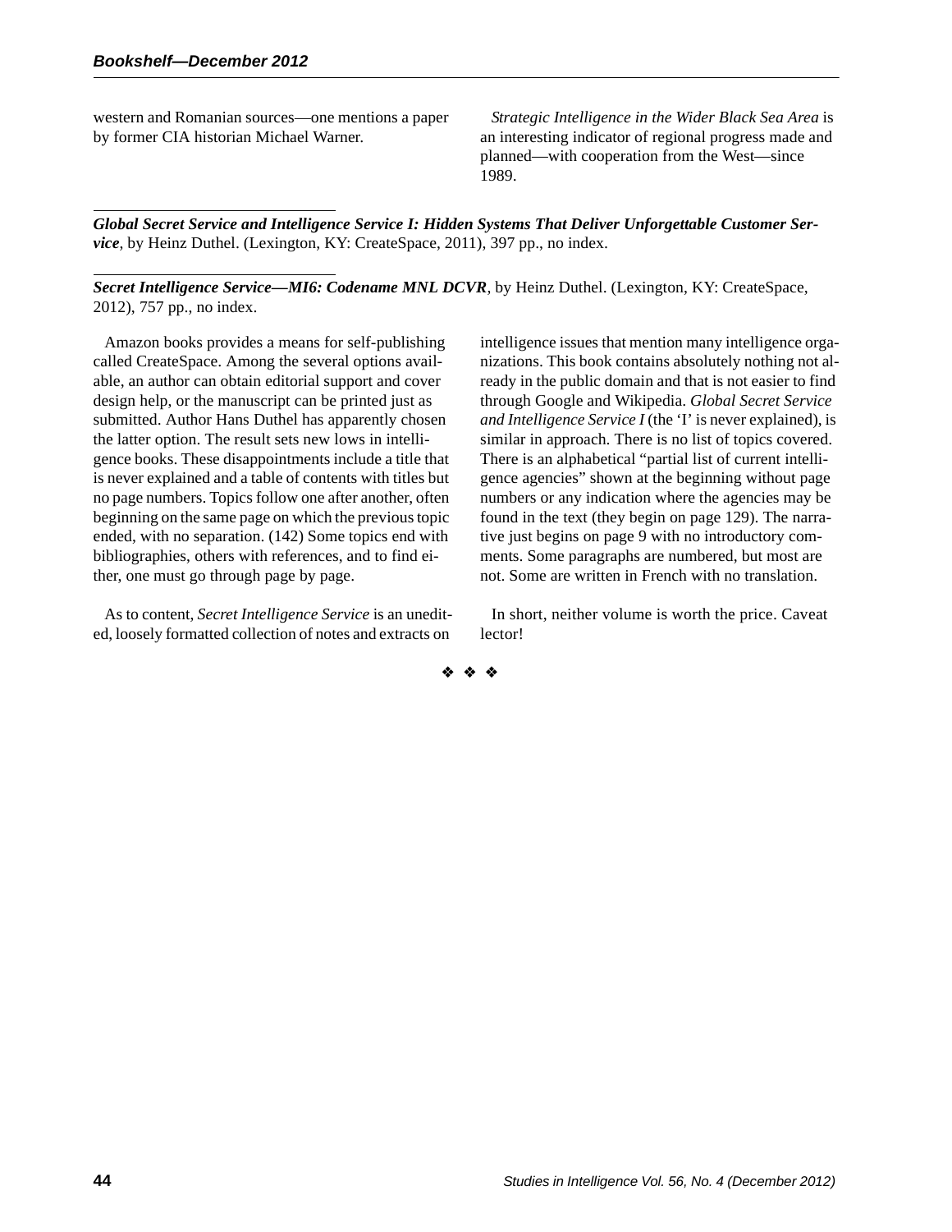western and Romanian sources—one mentions a paper by former CIA historian Michael Warner.

*Strategic Intelligence in the Wider Black Sea Area* is an interesting indicator of regional progress made and planned—with cooperation from the West—since 1989.

---

***Global Secret Service and Intelligence Service I: Hidden Systems That Deliver Unforgettable Customer Service***, by Heinz Duthel. (Lexington, KY: CreateSpace, 2011), 397 pp., no index.

---

***Secret Intelligence Service—MI6: Codename MNL DCVR***, by Heinz Duthel. (Lexington, KY: CreateSpace, 2012), 757 pp., no index.

Amazon books provides a means for self-publishing called CreateSpace. Among the several options available, an author can obtain editorial support and cover design help, or the manuscript can be printed just as submitted. Author Hans Duthel has apparently chosen the latter option. The result sets new lows in intelligence books. These disappointments include a title that is never explained and a table of contents with titles but no page numbers. Topics follow one after another, often beginning on the same page on which the previous topic ended, with no separation. (142) Some topics end with bibliographies, others with references, and to find either, one must go through page by page.

As to content, *Secret Intelligence Service* is an unedited, loosely formatted collection of notes and extracts on intelligence issues that mention many intelligence organizations. This book contains absolutely nothing not already in the public domain and that is not easier to find through Google and Wikipedia. *Global Secret Service and Intelligence Service I* (the 'I' is never explained), is similar in approach. There is no list of topics covered. There is an alphabetical "partial list of current intelligence agencies" shown at the beginning without page numbers or any indication where the agencies may be found in the text (they begin on page 129). The narrative just begins on page 9 with no introductory comments. Some paragraphs are numbered, but most are not. Some are written in French with no translation.

In short, neither volume is worth the price. Caveat lector!

❖ ❖ ❖